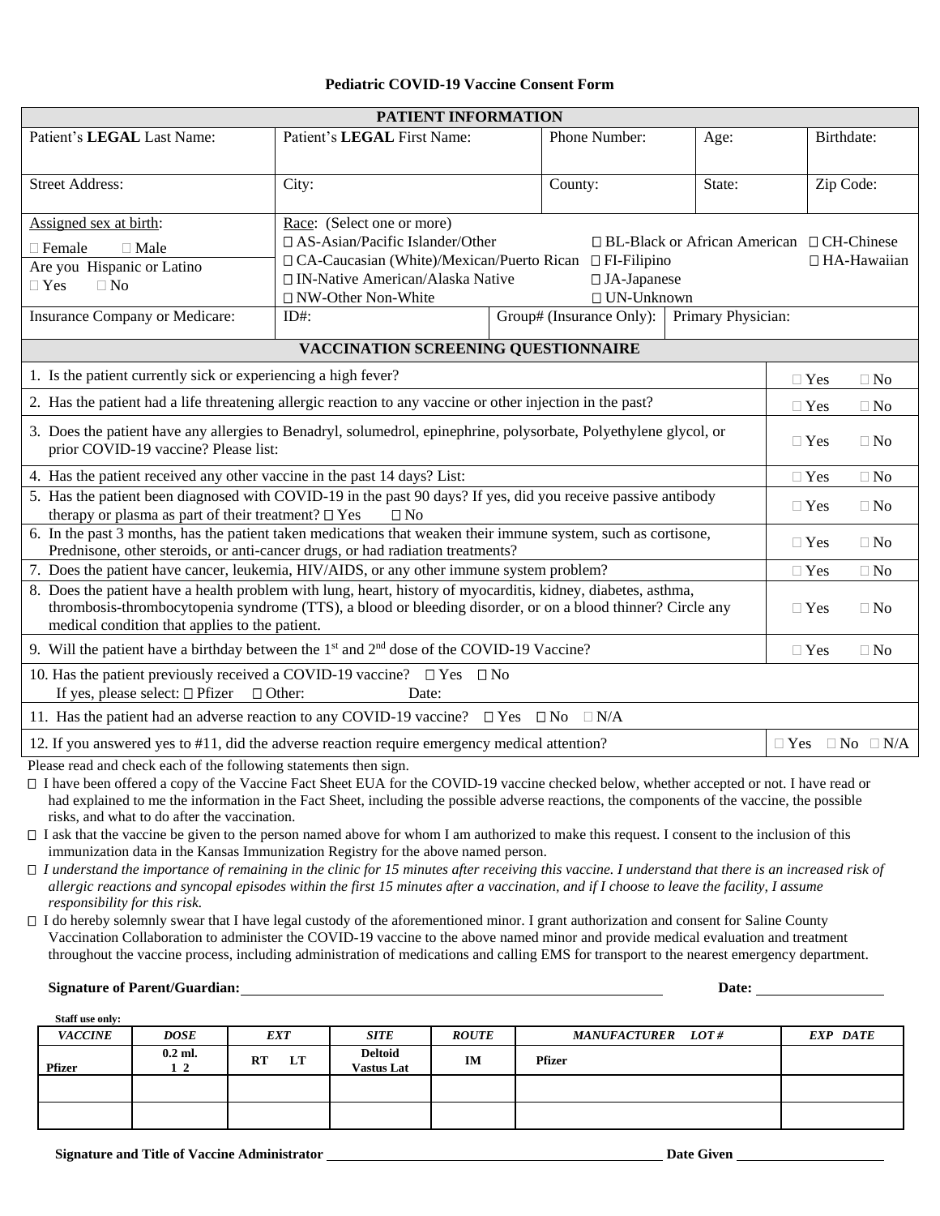# Pediatric COVID-19 Vaccine Consent Form

| PATIENT INFORMATION | | | | | |
|---|---|---|---|---|---|
| Patient's **LEGAL** Last Name: | Patient's **LEGAL** First Name: | Phone Number: | | Age: | Birthdate: |
| Street Address: | City: | County: | | State: | Zip Code: |
| Assigned sex at birth: ☐ Female ☐ Male<br>Are you Hispanic or Latino ☐ Yes ☐ No | Race: (Select one or more)<br>☐ AS-Asian/Pacific Islander/Other ☐ BL-Black or African American ☐ CH-Chinese<br>☐ CA-Caucasian (White)/Mexican/Puerto Rican ☐ FI-Filipino ☐ HA-Hawaiian<br>☐ IN-Native American/Alaska Native ☐ JA-Japanese<br>☐ NW-Other Non-White ☐ UN-Unknown | | | | |
| Insurance Company or Medicare: | ID#: | Group# (Insurance Only): | Primary Physician: | | |

| VACCINATION SCREENING QUESTIONNAIRE | |
|---|---|
| 1. Is the patient currently sick or experiencing a high fever? | ☐ Yes ☐ No |
| 2. Has the patient had a life threatening allergic reaction to any vaccine or other injection in the past? | ☐ Yes ☐ No |
| 3. Does the patient have any allergies to Benadryl, solumedrol, epinephrine, polysorbate, Polyethylene glycol, or prior COVID-19 vaccine? Please list: | ☐ Yes ☐ No |
| 4. Has the patient received any other vaccine in the past 14 days? List: | ☐ Yes ☐ No |
| 5. Has the patient been diagnosed with COVID-19 in the past 90 days? If yes, did you receive passive antibody therapy or plasma as part of their treatment? ☐ Yes ☐ No | ☐ Yes ☐ No |
| 6. In the past 3 months, has the patient taken medications that weaken their immune system, such as cortisone, Prednisone, other steroids, or anti-cancer drugs, or had radiation treatments? | ☐ Yes ☐ No |
| 7. Does the patient have cancer, leukemia, HIV/AIDS, or any other immune system problem? | ☐ Yes ☐ No |
| 8. Does the patient have a health problem with lung, heart, history of myocarditis, kidney, diabetes, asthma, thrombosis-thrombocytopenia syndrome (TTS), a blood or bleeding disorder, or on a blood thinner? Circle any medical condition that applies to the patient. | ☐ Yes ☐ No |
| 9. Will the patient have a birthday between the 1st and 2nd dose of the COVID-19 Vaccine? | ☐ Yes ☐ No |
| 10. Has the patient previously received a COVID-19 vaccine? ☐ Yes ☐ No<br>If yes, please select: ☐ Pfizer ☐ Other: Date: | |
| 11. Has the patient had an adverse reaction to any COVID-19 vaccine? ☐ Yes ☐ No ☐ N/A | |
| 12. If you answered yes to #11, did the adverse reaction require emergency medical attention? | ☐ Yes ☐ No ☐ N/A |

Please read and check each of the following statements then sign.

- ☐ I have been offered a copy of the Vaccine Fact Sheet EUA for the COVID-19 vaccine checked below, whether accepted or not. I have read or had explained to me the information in the Fact Sheet, including the possible adverse reactions, the components of the vaccine, the possible risks, and what to do after the vaccination.
- ☐ I ask that the vaccine be given to the person named above for whom I am authorized to make this request. I consent to the inclusion of this immunization data in the Kansas Immunization Registry for the above named person.
- ☐ *I understand the importance of remaining in the clinic for 15 minutes after receiving this vaccine. I understand that there is an increased risk of allergic reactions and syncopal episodes within the first 15 minutes after a vaccination, and if I choose to leave the facility, I assume responsibility for this risk.*
- ☐ I do hereby solemnly swear that I have legal custody of the aforementioned minor. I grant authorization and consent for Saline County Vaccination Collaboration to administer the COVID-19 vaccine to the above named minor and provide medical evaluation and treatment throughout the vaccine process, including administration of medications and calling EMS for transport to the nearest emergency department.

**Signature of Parent/Guardian:** ______________________________ **Date:** ______________

**Staff use only:**

| *VACCINE* | *DOSE* | *EXT* | *SITE* | *ROUTE* | *MANUFACTURER LOT #* | *EXP DATE* |
|---|---|---|---|---|---|---|
| **Pfizer** | **0.2 ml.**<br>**1 2** | **RT LT** | **Deltoid**<br>**Vastus Lat** | **IM** | **Pfizer** | |
| | | | | | | |
| | | | | | | |

**Signature and Title of Vaccine Administrator** ______________________________ **Date Given** ______________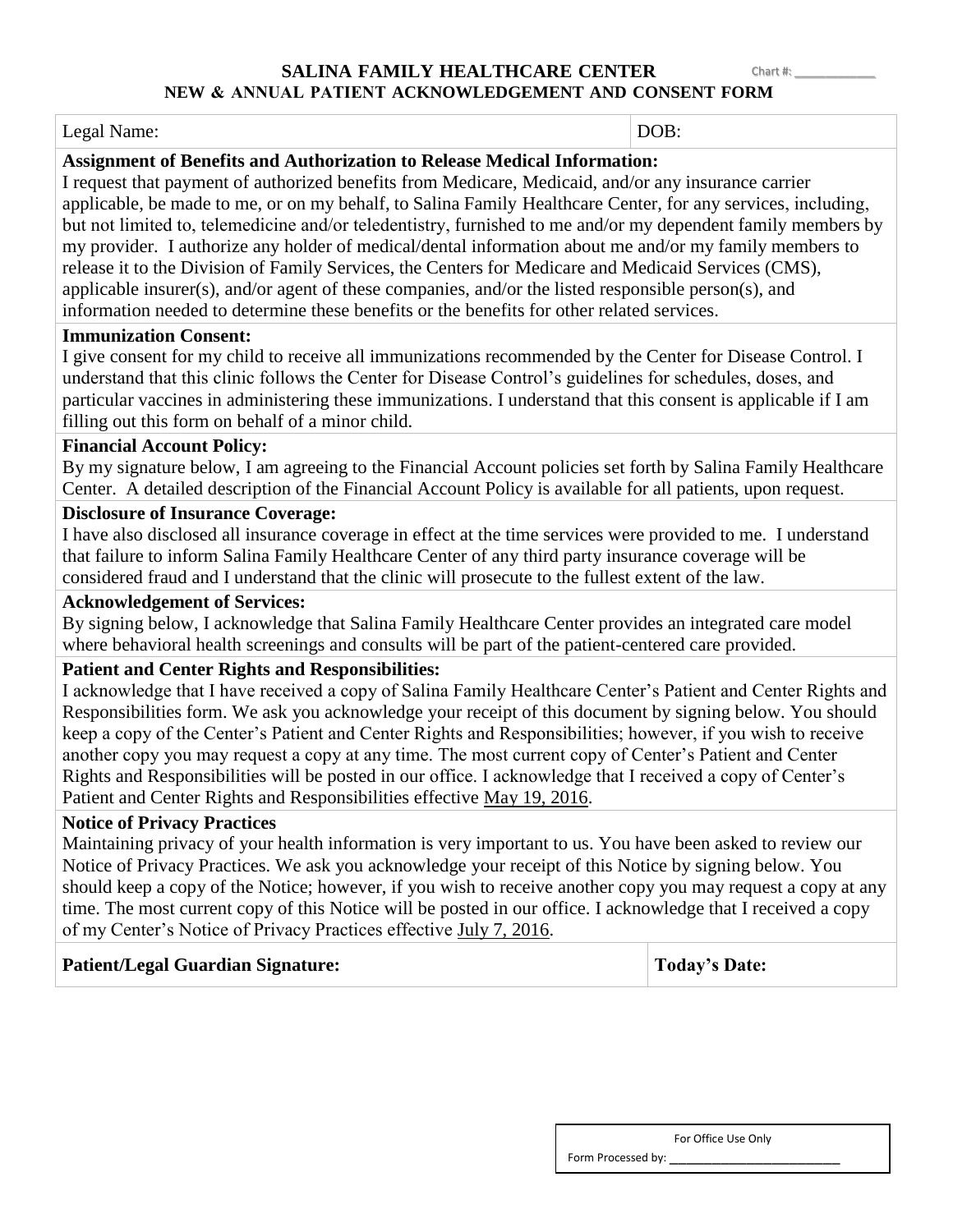# SALINA FAMILY HEALTHCARE CENTER

Chart #: ____________

## NEW & ANNUAL PATIENT ACKNOWLEDGEMENT AND CONSENT FORM

| Legal Name: | DOB: |
|---|---|

**Assignment of Benefits and Authorization to Release Medical Information:**
I request that payment of authorized benefits from Medicare, Medicaid, and/or any insurance carrier applicable, be made to me, or on my behalf, to Salina Family Healthcare Center, for any services, including, but not limited to, telemedicine and/or teledentistry, furnished to me and/or my dependent family members by my provider. I authorize any holder of medical/dental information about me and/or my family members to release it to the Division of Family Services, the Centers for Medicare and Medicaid Services (CMS), applicable insurer(s), and/or agent of these companies, and/or the listed responsible person(s), and information needed to determine these benefits or the benefits for other related services.

**Immunization Consent:**
I give consent for my child to receive all immunizations recommended by the Center for Disease Control. I understand that this clinic follows the Center for Disease Control's guidelines for schedules, doses, and particular vaccines in administering these immunizations. I understand that this consent is applicable if I am filling out this form on behalf of a minor child.

**Financial Account Policy:**
By my signature below, I am agreeing to the Financial Account policies set forth by Salina Family Healthcare Center. A detailed description of the Financial Account Policy is available for all patients, upon request.

**Disclosure of Insurance Coverage:**
I have also disclosed all insurance coverage in effect at the time services were provided to me. I understand that failure to inform Salina Family Healthcare Center of any third party insurance coverage will be considered fraud and I understand that the clinic will prosecute to the fullest extent of the law.

**Acknowledgement of Services:**
By signing below, I acknowledge that Salina Family Healthcare Center provides an integrated care model where behavioral health screenings and consults will be part of the patient-centered care provided.

**Patient and Center Rights and Responsibilities:**
I acknowledge that I have received a copy of Salina Family Healthcare Center's Patient and Center Rights and Responsibilities form. We ask you acknowledge your receipt of this document by signing below. You should keep a copy of the Center's Patient and Center Rights and Responsibilities; however, if you wish to receive another copy you may request a copy at any time. The most current copy of Center's Patient and Center Rights and Responsibilities will be posted in our office. I acknowledge that I received a copy of Center's Patient and Center Rights and Responsibilities effective May 19, 2016.

**Notice of Privacy Practices**
Maintaining privacy of your health information is very important to us. You have been asked to review our Notice of Privacy Practices. We ask you acknowledge your receipt of this Notice by signing below. You should keep a copy of the Notice; however, if you wish to receive another copy you may request a copy at any time. The most current copy of this Notice will be posted in our office. I acknowledge that I received a copy of my Center's Notice of Privacy Practices effective July 7, 2016.

| **Patient/Legal Guardian Signature:** | **Today's Date:** |
|---|---|

For Office Use Only

Form Processed by: ________________________